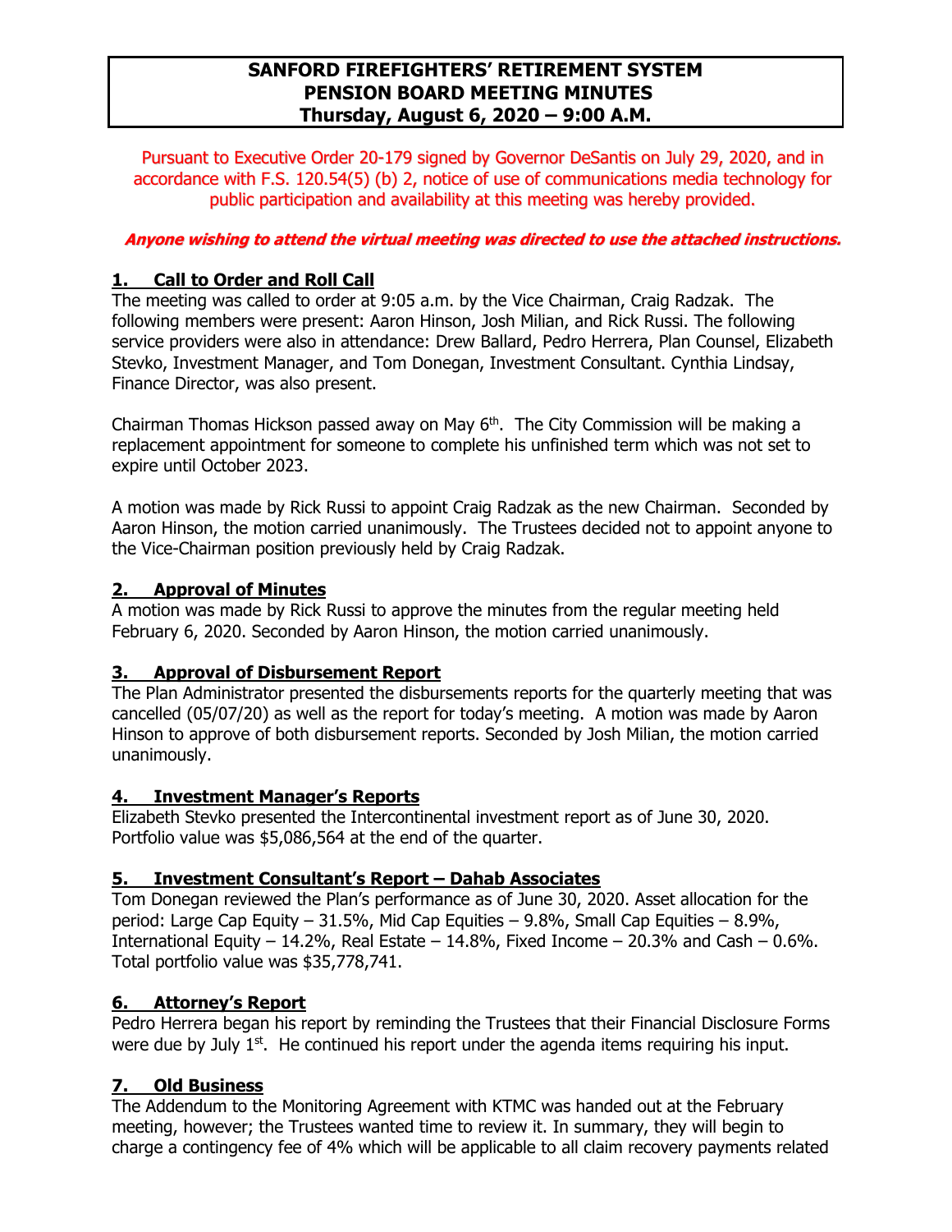# SANFORD FIREFIGHTERS' RETIREMENT SYSTEM
# PENSION BOARD MEETING MINUTES
# Thursday, August 6, 2020 – 9:00 A.M.

Pursuant to Executive Order 20-179 signed by Governor DeSantis on July 29, 2020, and in accordance with F.S. 120.54(5) (b) 2, notice of use of communications media technology for public participation and availability at this meeting was hereby provided.

***Anyone wishing to attend the virtual meeting was directed to use the attached instructions.***

## 1. Call to Order and Roll Call

The meeting was called to order at 9:05 a.m. by the Vice Chairman, Craig Radzak. The following members were present: Aaron Hinson, Josh Milian, and Rick Russi. The following service providers were also in attendance: Drew Ballard, Pedro Herrera, Plan Counsel, Elizabeth Stevko, Investment Manager, and Tom Donegan, Investment Consultant. Cynthia Lindsay, Finance Director, was also present.

Chairman Thomas Hickson passed away on May 6th. The City Commission will be making a replacement appointment for someone to complete his unfinished term which was not set to expire until October 2023.

A motion was made by Rick Russi to appoint Craig Radzak as the new Chairman. Seconded by Aaron Hinson, the motion carried unanimously. The Trustees decided not to appoint anyone to the Vice-Chairman position previously held by Craig Radzak.

## 2. Approval of Minutes

A motion was made by Rick Russi to approve the minutes from the regular meeting held February 6, 2020. Seconded by Aaron Hinson, the motion carried unanimously.

## 3. Approval of Disbursement Report

The Plan Administrator presented the disbursements reports for the quarterly meeting that was cancelled (05/07/20) as well as the report for today's meeting. A motion was made by Aaron Hinson to approve of both disbursement reports. Seconded by Josh Milian, the motion carried unanimously.

## 4. Investment Manager's Reports

Elizabeth Stevko presented the Intercontinental investment report as of June 30, 2020. Portfolio value was $5,086,564 at the end of the quarter.

## 5. Investment Consultant's Report – Dahab Associates

Tom Donegan reviewed the Plan's performance as of June 30, 2020. Asset allocation for the period: Large Cap Equity – 31.5%, Mid Cap Equities – 9.8%, Small Cap Equities – 8.9%, International Equity – 14.2%, Real Estate – 14.8%, Fixed Income – 20.3% and Cash – 0.6%. Total portfolio value was $35,778,741.

## 6. Attorney's Report

Pedro Herrera began his report by reminding the Trustees that their Financial Disclosure Forms were due by July 1st. He continued his report under the agenda items requiring his input.

## 7. Old Business

The Addendum to the Monitoring Agreement with KTMC was handed out at the February meeting, however; the Trustees wanted time to review it. In summary, they will begin to charge a contingency fee of 4% which will be applicable to all claim recovery payments related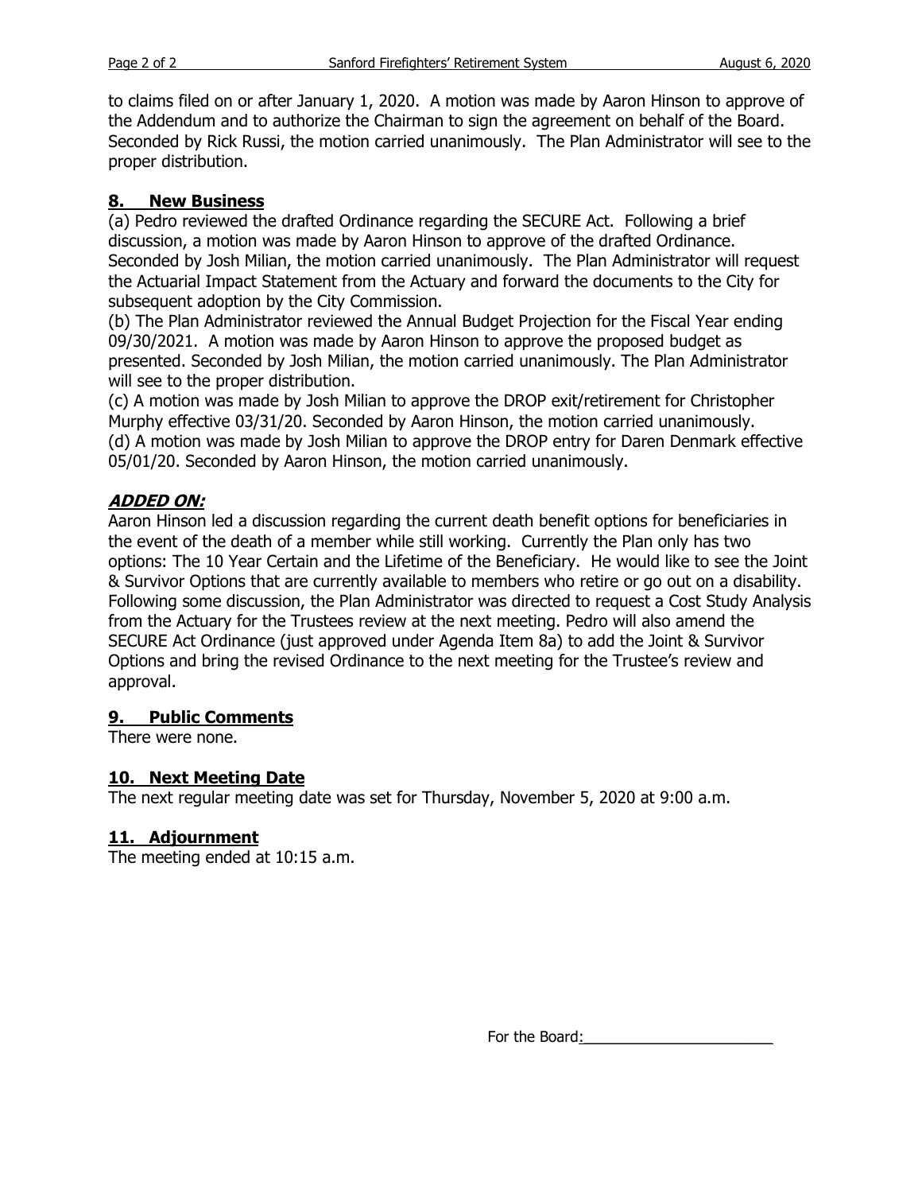to claims filed on or after January 1, 2020. A motion was made by Aaron Hinson to approve of the Addendum and to authorize the Chairman to sign the agreement on behalf of the Board. Seconded by Rick Russi, the motion carried unanimously. The Plan Administrator will see to the proper distribution.

## **8. New Business**

(a) Pedro reviewed the drafted Ordinance regarding the SECURE Act. Following a brief discussion, a motion was made by Aaron Hinson to approve of the drafted Ordinance. Seconded by Josh Milian, the motion carried unanimously. The Plan Administrator will request the Actuarial Impact Statement from the Actuary and forward the documents to the City for subsequent adoption by the City Commission.
(b) The Plan Administrator reviewed the Annual Budget Projection for the Fiscal Year ending 09/30/2021. A motion was made by Aaron Hinson to approve the proposed budget as presented. Seconded by Josh Milian, the motion carried unanimously. The Plan Administrator will see to the proper distribution.
(c) A motion was made by Josh Milian to approve the DROP exit/retirement for Christopher Murphy effective 03/31/20. Seconded by Aaron Hinson, the motion carried unanimously.
(d) A motion was made by Josh Milian to approve the DROP entry for Daren Denmark effective 05/01/20. Seconded by Aaron Hinson, the motion carried unanimously.

## ***ADDED ON:***

Aaron Hinson led a discussion regarding the current death benefit options for beneficiaries in the event of the death of a member while still working. Currently the Plan only has two options: The 10 Year Certain and the Lifetime of the Beneficiary. He would like to see the Joint & Survivor Options that are currently available to members who retire or go out on a disability. Following some discussion, the Plan Administrator was directed to request a Cost Study Analysis from the Actuary for the Trustees review at the next meeting. Pedro will also amend the SECURE Act Ordinance (just approved under Agenda Item 8a) to add the Joint & Survivor Options and bring the revised Ordinance to the next meeting for the Trustee's review and approval.

## **9. Public Comments**

There were none.

## **10. Next Meeting Date**

The next regular meeting date was set for Thursday, November 5, 2020 at 9:00 a.m.

## **11. Adjournment**

The meeting ended at 10:15 a.m.

For the Board:______________________